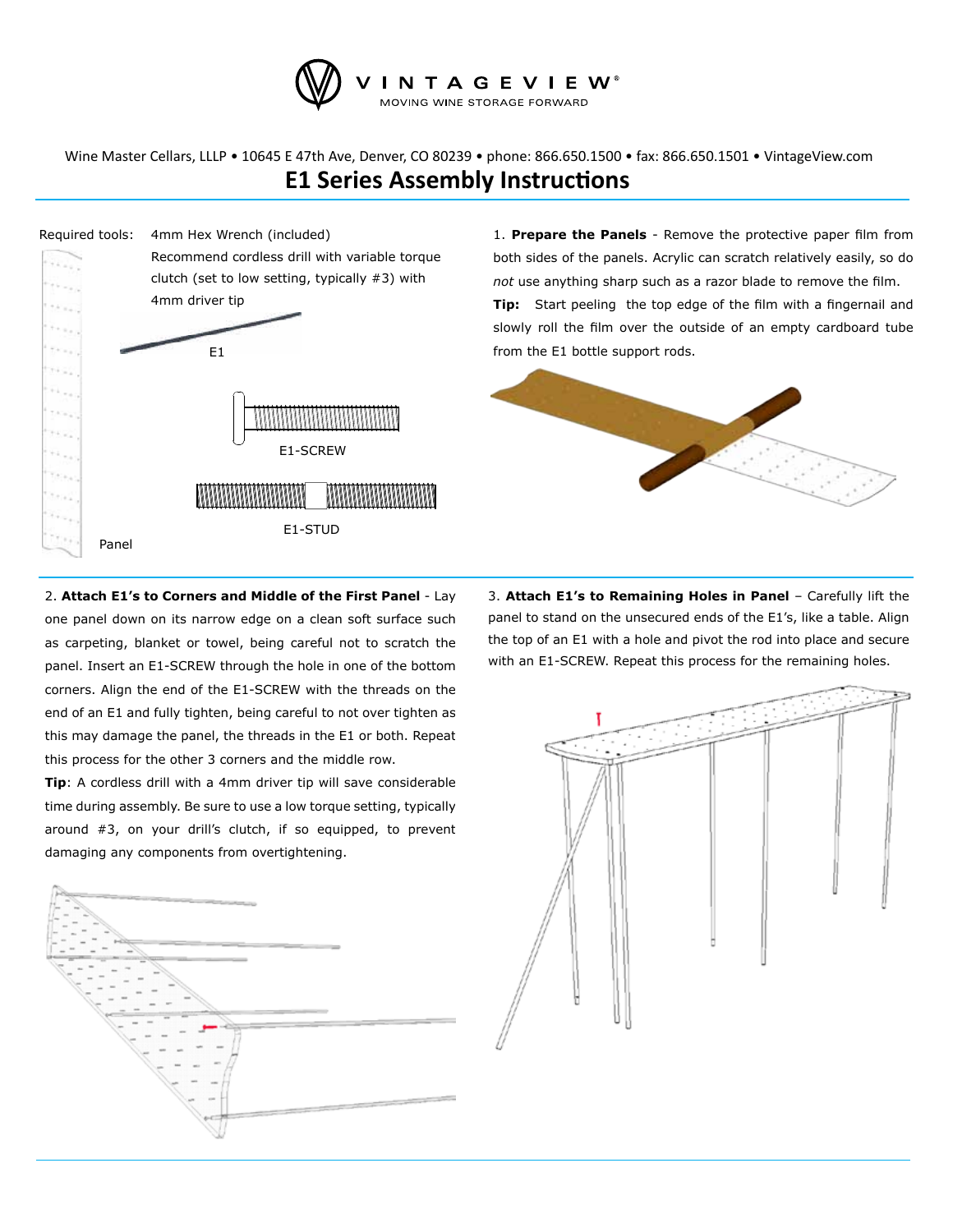VINTAGEVIEW®
MOVING WINE STORAGE FORWARD

Wine Master Cellars, LLLP • 10645 E 47th Ave, Denver, CO 80239 • phone: 866.650.1500 • fax: 866.650.1501 • VintageView.com

# E1 Series Assembly Instructions

Required tools: 4mm Hex Wrench (included)

Recommend cordless drill with variable torque clutch (set to low setting, typically #3) with 4mm driver tip

E1

E1-SCREW

E1-STUD

Panel

1. **Prepare the Panels** - Remove the protective paper film from both sides of the panels. Acrylic can scratch relatively easily, so do *not* use anything sharp such as a razor blade to remove the film.

**Tip:** Start peeling the top edge of the film with a fingernail and slowly roll the film over the outside of an empty cardboard tube from the E1 bottle support rods.

2. **Attach E1's to Corners and Middle of the First Panel** - Lay one panel down on its narrow edge on a clean soft surface such as carpeting, blanket or towel, being careful not to scratch the panel. Insert an E1-SCREW through the hole in one of the bottom corners. Align the end of the E1-SCREW with the threads on the end of an E1 and fully tighten, being careful to not over tighten as this may damage the panel, the threads in the E1 or both. Repeat this process for the other 3 corners and the middle row.

**Tip**: A cordless drill with a 4mm driver tip will save considerable time during assembly. Be sure to use a low torque setting, typically around #3, on your drill's clutch, if so equipped, to prevent damaging any components from overtightening.

3. **Attach E1's to Remaining Holes in Panel** – Carefully lift the panel to stand on the unsecured ends of the E1's, like a table. Align the top of an E1 with a hole and pivot the rod into place and secure with an E1-SCREW. Repeat this process for the remaining holes.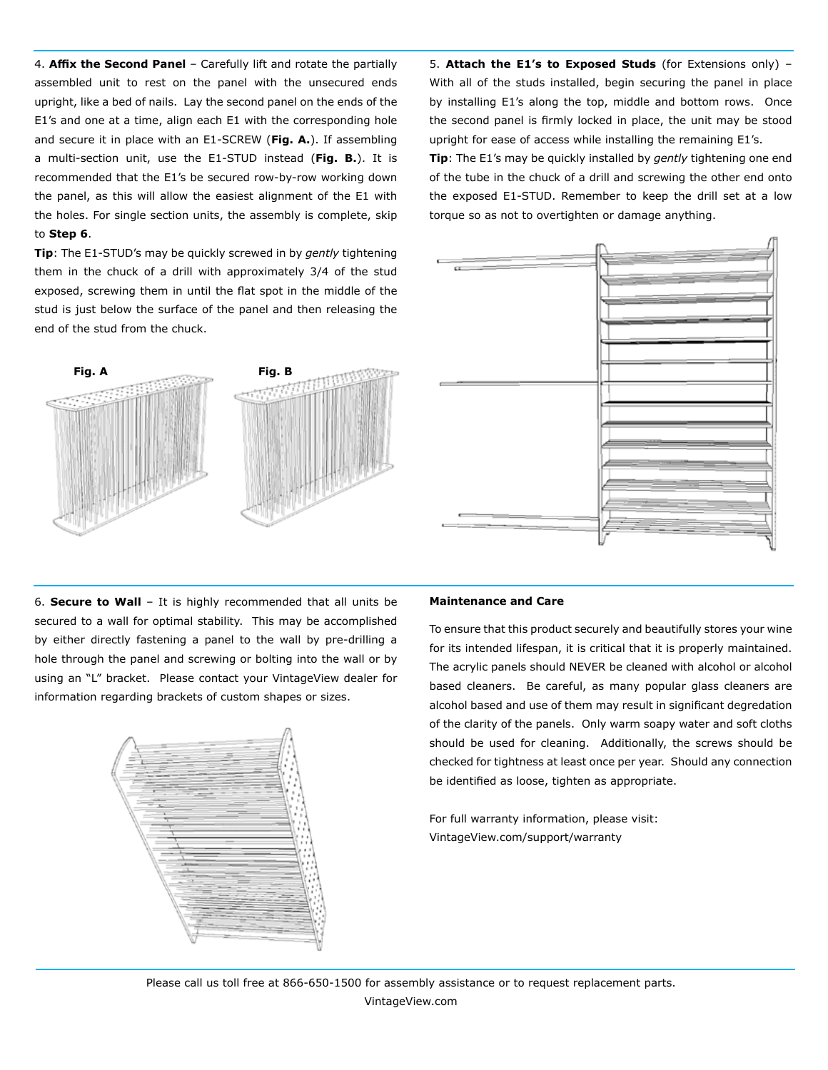4. **Affix the Second Panel** – Carefully lift and rotate the partially assembled unit to rest on the panel with the unsecured ends upright, like a bed of nails. Lay the second panel on the ends of the E1's and one at a time, align each E1 with the corresponding hole and secure it in place with an E1-SCREW (**Fig. A.**). If assembling a multi-section unit, use the E1-STUD instead (**Fig. B.**). It is recommended that the E1's be secured row-by-row working down the panel, as this will allow the easiest alignment of the E1 with the holes. For single section units, the assembly is complete, skip to **Step 6**.

**Tip**: The E1-STUD's may be quickly screwed in by *gently* tightening them in the chuck of a drill with approximately 3/4 of the stud exposed, screwing them in until the flat spot in the middle of the stud is just below the surface of the panel and then releasing the end of the stud from the chuck.

**Fig. A**

**Fig. B**

5. **Attach the E1's to Exposed Studs** (for Extensions only) – With all of the studs installed, begin securing the panel in place by installing E1's along the top, middle and bottom rows. Once the second panel is firmly locked in place, the unit may be stood upright for ease of access while installing the remaining E1's.

**Tip**: The E1's may be quickly installed by *gently* tightening one end of the tube in the chuck of a drill and screwing the other end onto the exposed E1-STUD. Remember to keep the drill set at a low torque so as not to overtighten or damage anything.

6. **Secure to Wall** – It is highly recommended that all units be secured to a wall for optimal stability. This may be accomplished by either directly fastening a panel to the wall by pre-drilling a hole through the panel and screwing or bolting into the wall or by using an "L" bracket. Please contact your VintageView dealer for information regarding brackets of custom shapes or sizes.

**Maintenance and Care**

To ensure that this product securely and beautifully stores your wine for its intended lifespan, it is critical that it is properly maintained. The acrylic panels should NEVER be cleaned with alcohol or alcohol based cleaners. Be careful, as many popular glass cleaners are alcohol based and use of them may result in significant degredation of the clarity of the panels. Only warm soapy water and soft cloths should be used for cleaning. Additionally, the screws should be checked for tightness at least once per year. Should any connection be identified as loose, tighten as appropriate.

For full warranty information, please visit:
VintageView.com/support/warranty

Please call us toll free at 866-650-1500 for assembly assistance or to request replacement parts.
VintageView.com